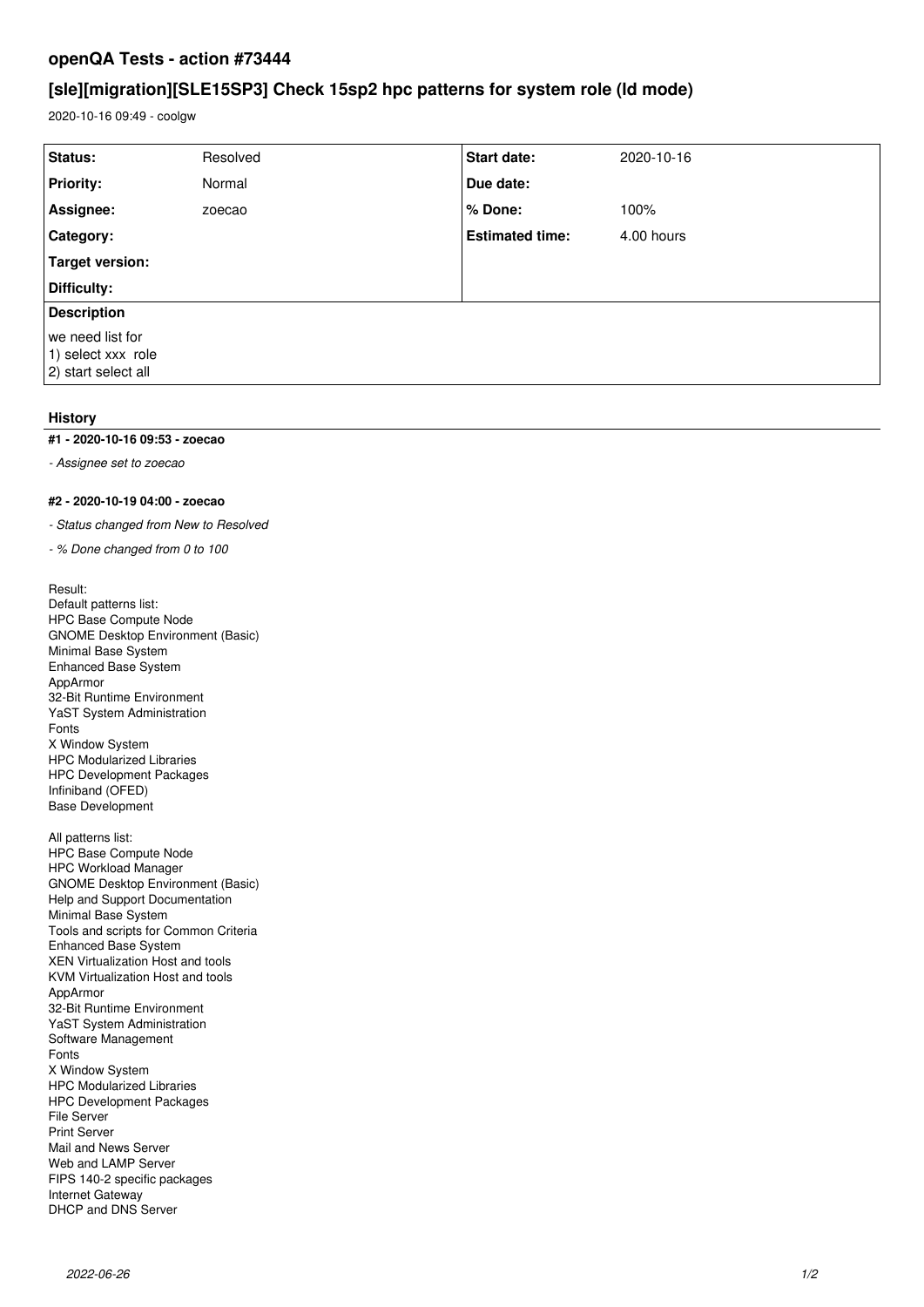# openQA Tests - action #73444

## [sle][migration][SLE15SP3] Check 15sp2 hpc patterns for system role (ld mode)

2020-10-16 09:49 - coolgw

| Status: | Resolved | Start date: | 2020-10-16 |
|---|---|---|---|
| Priority: | Normal | Due date: | |
| Assignee: | zoecao | % Done: | 100% |
| Category: | | Estimated time: | 4.00 hours |
| Target version: | | | |
| Difficulty: | | | |

**Description**

we need list for
1) select xxx role
2) start select all

### History

#### #1 - 2020-10-16 09:53 - zoecao

*- Assignee set to zoecao*

#### #2 - 2020-10-19 04:00 - zoecao

*- Status changed from New to Resolved*

*- % Done changed from 0 to 100*

Result:
Default patterns list:
HPC Base Compute Node
GNOME Desktop Environment (Basic)
Minimal Base System
Enhanced Base System
AppArmor
32-Bit Runtime Environment
YaST System Administration
Fonts
X Window System
HPC Modularized Libraries
HPC Development Packages
Infiniband (OFED)
Base Development

All patterns list:
HPC Base Compute Node
HPC Workload Manager
GNOME Desktop Environment (Basic)
Help and Support Documentation
Minimal Base System
Tools and scripts for Common Criteria
Enhanced Base System
XEN Virtualization Host and tools
KVM Virtualization Host and tools
AppArmor
32-Bit Runtime Environment
YaST System Administration
Software Management
Fonts
X Window System
HPC Modularized Libraries
HPC Development Packages
File Server
Print Server
Mail and News Server
Web and LAMP Server
FIPS 140-2 specific packages
Internet Gateway
DHCP and DNS Server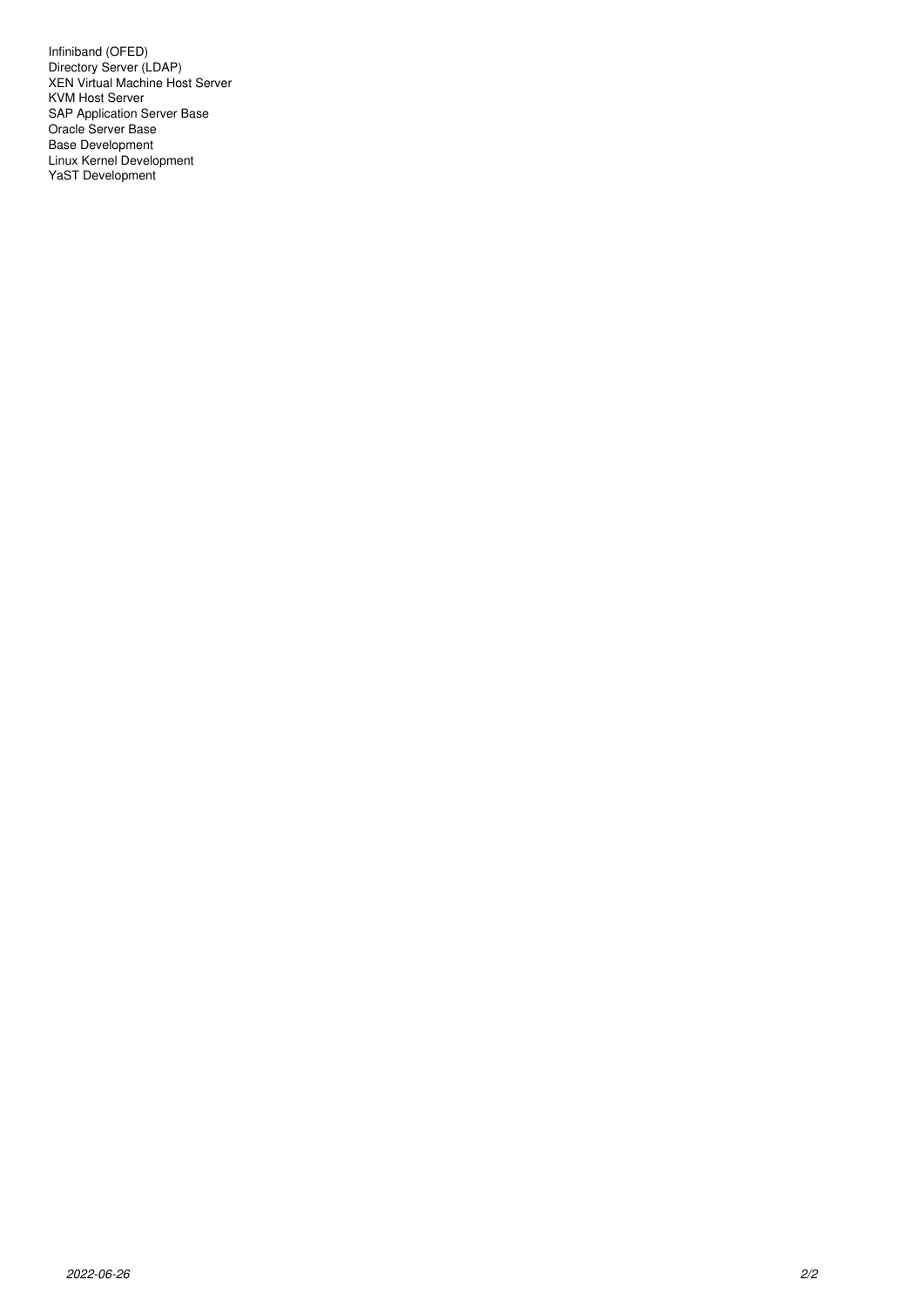Infiniband (OFED)
Directory Server (LDAP)
XEN Virtual Machine Host Server
KVM Host Server
SAP Application Server Base
Oracle Server Base
Base Development
Linux Kernel Development
YaST Development